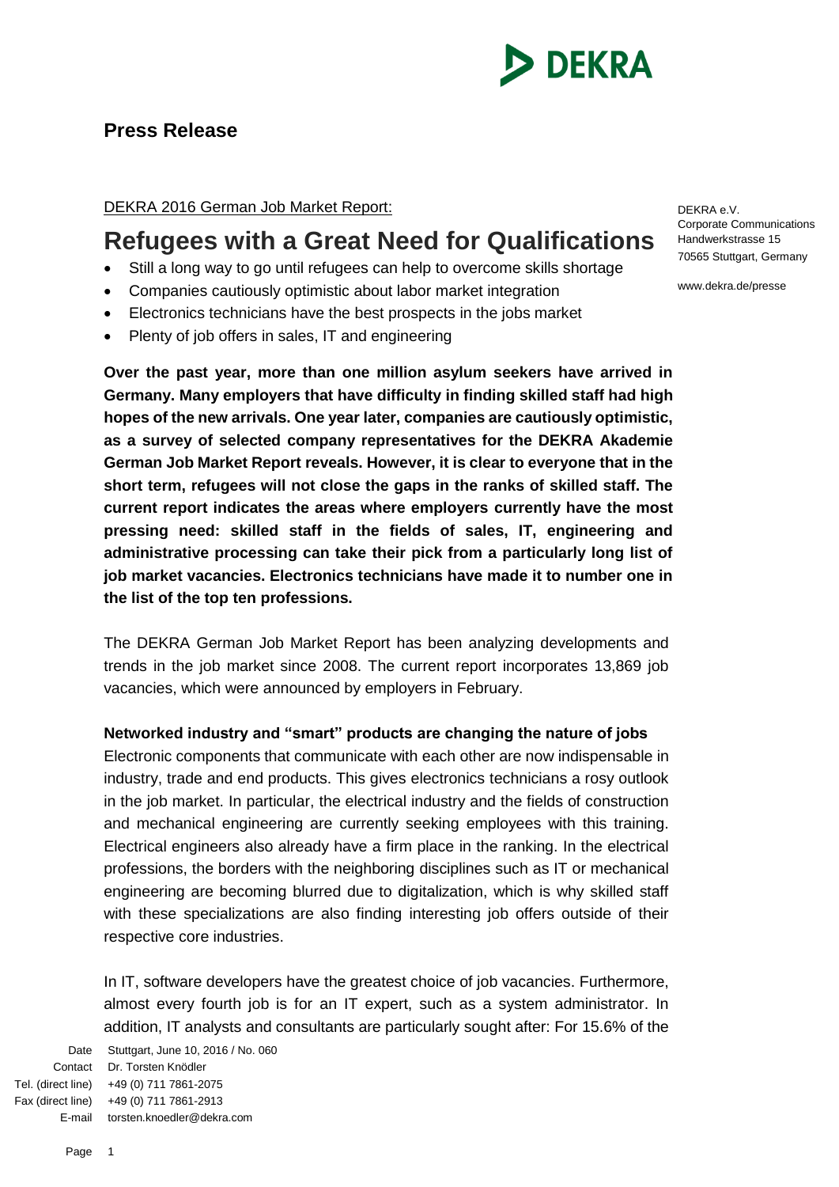**Press Release**

DEKRA e.V.
Corporate Communications
Handwerkstrasse 15
70565 Stuttgart, Germany

www.dekra.de/presse

DEKRA 2016 German Job Market Report:

# Refugees with a Great Need for Qualifications

- Still a long way to go until refugees can help to overcome skills shortage
- Companies cautiously optimistic about labor market integration
- Electronics technicians have the best prospects in the jobs market
- Plenty of job offers in sales, IT and engineering

**Over the past year, more than one million asylum seekers have arrived in Germany. Many employers that have difficulty in finding skilled staff had high hopes of the new arrivals. One year later, companies are cautiously optimistic, as a survey of selected company representatives for the DEKRA Akademie German Job Market Report reveals. However, it is clear to everyone that in the short term, refugees will not close the gaps in the ranks of skilled staff. The current report indicates the areas where employers currently have the most pressing need: skilled staff in the fields of sales, IT, engineering and administrative processing can take their pick from a particularly long list of job market vacancies. Electronics technicians have made it to number one in the list of the top ten professions.**

The DEKRA German Job Market Report has been analyzing developments and trends in the job market since 2008. The current report incorporates 13,869 job vacancies, which were announced by employers in February.

**Networked industry and "smart" products are changing the nature of jobs**

Electronic components that communicate with each other are now indispensable in industry, trade and end products. This gives electronics technicians a rosy outlook in the job market. In particular, the electrical industry and the fields of construction and mechanical engineering are currently seeking employees with this training. Electrical engineers also already have a firm place in the ranking. In the electrical professions, the borders with the neighboring disciplines such as IT or mechanical engineering are becoming blurred due to digitalization, which is why skilled staff with these specializations are also finding interesting job offers outside of their respective core industries.

In IT, software developers have the greatest choice of job vacancies. Furthermore, almost every fourth job is for an IT expert, such as a system administrator. In addition, IT analysts and consultants are particularly sought after: For 15.6% of the

Date: Stuttgart, June 10, 2016 / No. 060
Contact: Dr. Torsten Knödler
Tel. (direct line): +49 (0) 711 7861-2075
Fax (direct line): +49 (0) 711 7861-2913
E-mail: torsten.knoedler@dekra.com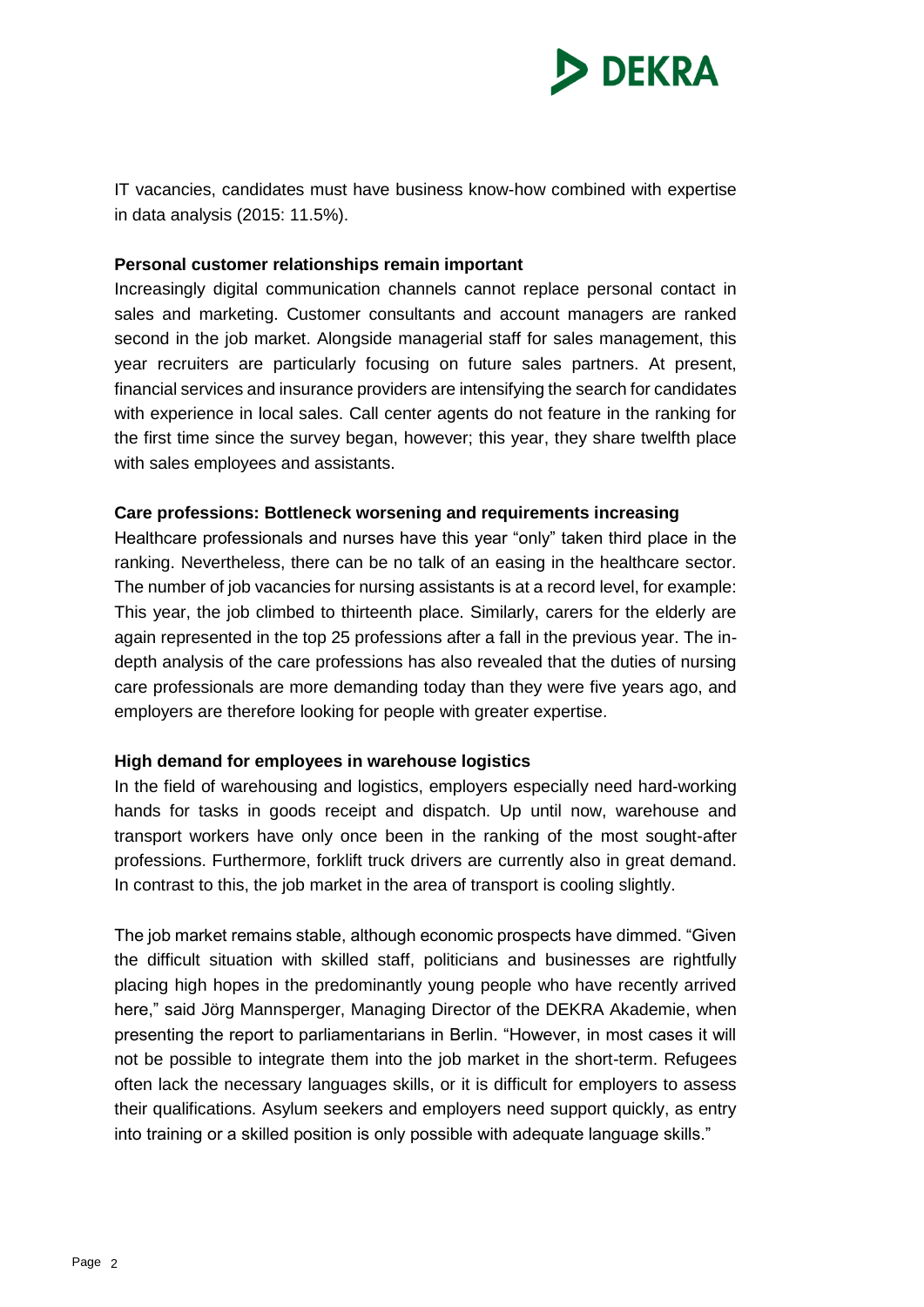IT vacancies, candidates must have business know-how combined with expertise in data analysis (2015: 11.5%).

**Personal customer relationships remain important**

Increasingly digital communication channels cannot replace personal contact in sales and marketing. Customer consultants and account managers are ranked second in the job market. Alongside managerial staff for sales management, this year recruiters are particularly focusing on future sales partners. At present, financial services and insurance providers are intensifying the search for candidates with experience in local sales. Call center agents do not feature in the ranking for the first time since the survey began, however; this year, they share twelfth place with sales employees and assistants.

**Care professions: Bottleneck worsening and requirements increasing**

Healthcare professionals and nurses have this year "only" taken third place in the ranking. Nevertheless, there can be no talk of an easing in the healthcare sector. The number of job vacancies for nursing assistants is at a record level, for example: This year, the job climbed to thirteenth place. Similarly, carers for the elderly are again represented in the top 25 professions after a fall in the previous year. The in-depth analysis of the care professions has also revealed that the duties of nursing care professionals are more demanding today than they were five years ago, and employers are therefore looking for people with greater expertise.

**High demand for employees in warehouse logistics**

In the field of warehousing and logistics, employers especially need hard-working hands for tasks in goods receipt and dispatch. Up until now, warehouse and transport workers have only once been in the ranking of the most sought-after professions. Furthermore, forklift truck drivers are currently also in great demand. In contrast to this, the job market in the area of transport is cooling slightly.

The job market remains stable, although economic prospects have dimmed. "Given the difficult situation with skilled staff, politicians and businesses are rightfully placing high hopes in the predominantly young people who have recently arrived here," said Jörg Mannsperger, Managing Director of the DEKRA Akademie, when presenting the report to parliamentarians in Berlin. "However, in most cases it will not be possible to integrate them into the job market in the short-term. Refugees often lack the necessary languages skills, or it is difficult for employers to assess their qualifications. Asylum seekers and employers need support quickly, as entry into training or a skilled position is only possible with adequate language skills."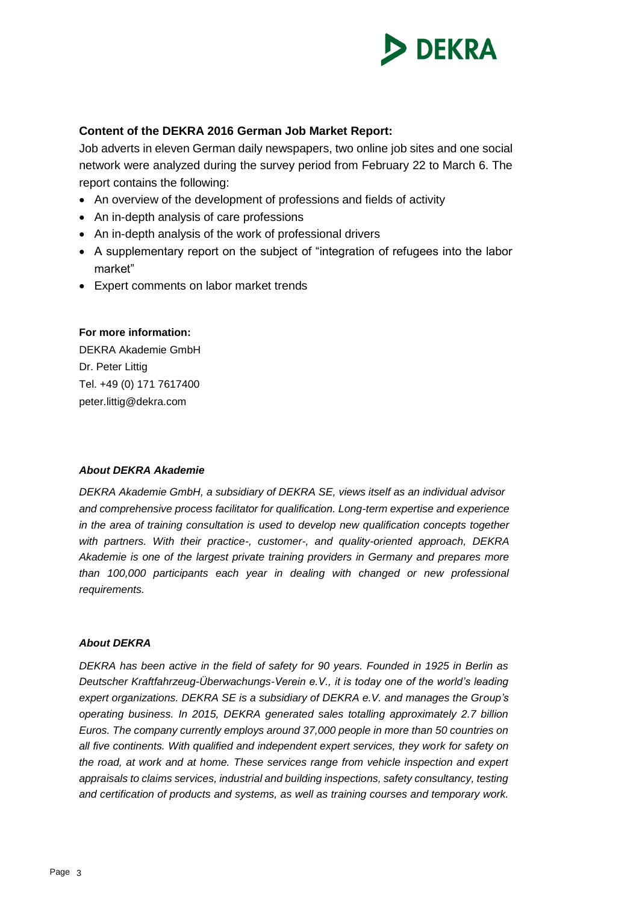**Content of the DEKRA 2016 German Job Market Report:**

Job adverts in eleven German daily newspapers, two online job sites and one social network were analyzed during the survey period from February 22 to March 6. The report contains the following:

- An overview of the development of professions and fields of activity
- An in-depth analysis of care professions
- An in-depth analysis of the work of professional drivers
- A supplementary report on the subject of "integration of refugees into the labor market"
- Expert comments on labor market trends

**For more information:**

DEKRA Akademie GmbH
Dr. Peter Littig
Tel. +49 (0) 171 7617400
peter.littig@dekra.com

***About DEKRA Akademie***

*DEKRA Akademie GmbH, a subsidiary of DEKRA SE, views itself as an individual advisor and comprehensive process facilitator for qualification. Long-term expertise and experience in the area of training consultation is used to develop new qualification concepts together with partners. With their practice-, customer-, and quality-oriented approach, DEKRA Akademie is one of the largest private training providers in Germany and prepares more than 100,000 participants each year in dealing with changed or new professional requirements.*

***About DEKRA***

*DEKRA has been active in the field of safety for 90 years. Founded in 1925 in Berlin as Deutscher Kraftfahrzeug-Überwachungs-Verein e.V., it is today one of the world's leading expert organizations. DEKRA SE is a subsidiary of DEKRA e.V. and manages the Group's operating business. In 2015, DEKRA generated sales totalling approximately 2.7 billion Euros. The company currently employs around 37,000 people in more than 50 countries on all five continents. With qualified and independent expert services, they work for safety on the road, at work and at home. These services range from vehicle inspection and expert appraisals to claims services, industrial and building inspections, safety consultancy, testing and certification of products and systems, as well as training courses and temporary work.*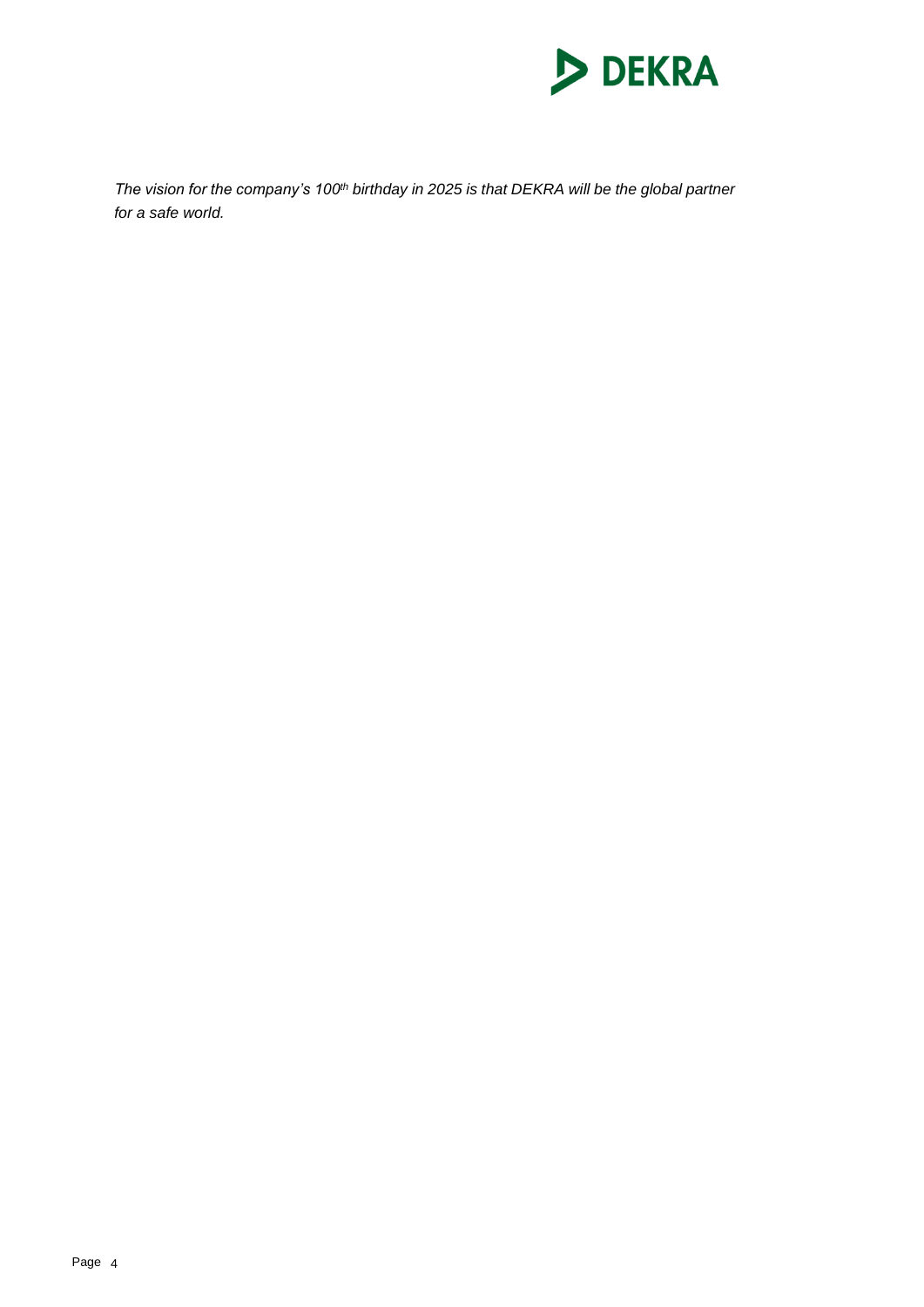*The vision for the company's 100th birthday in 2025 is that DEKRA will be the global partner for a safe world.*